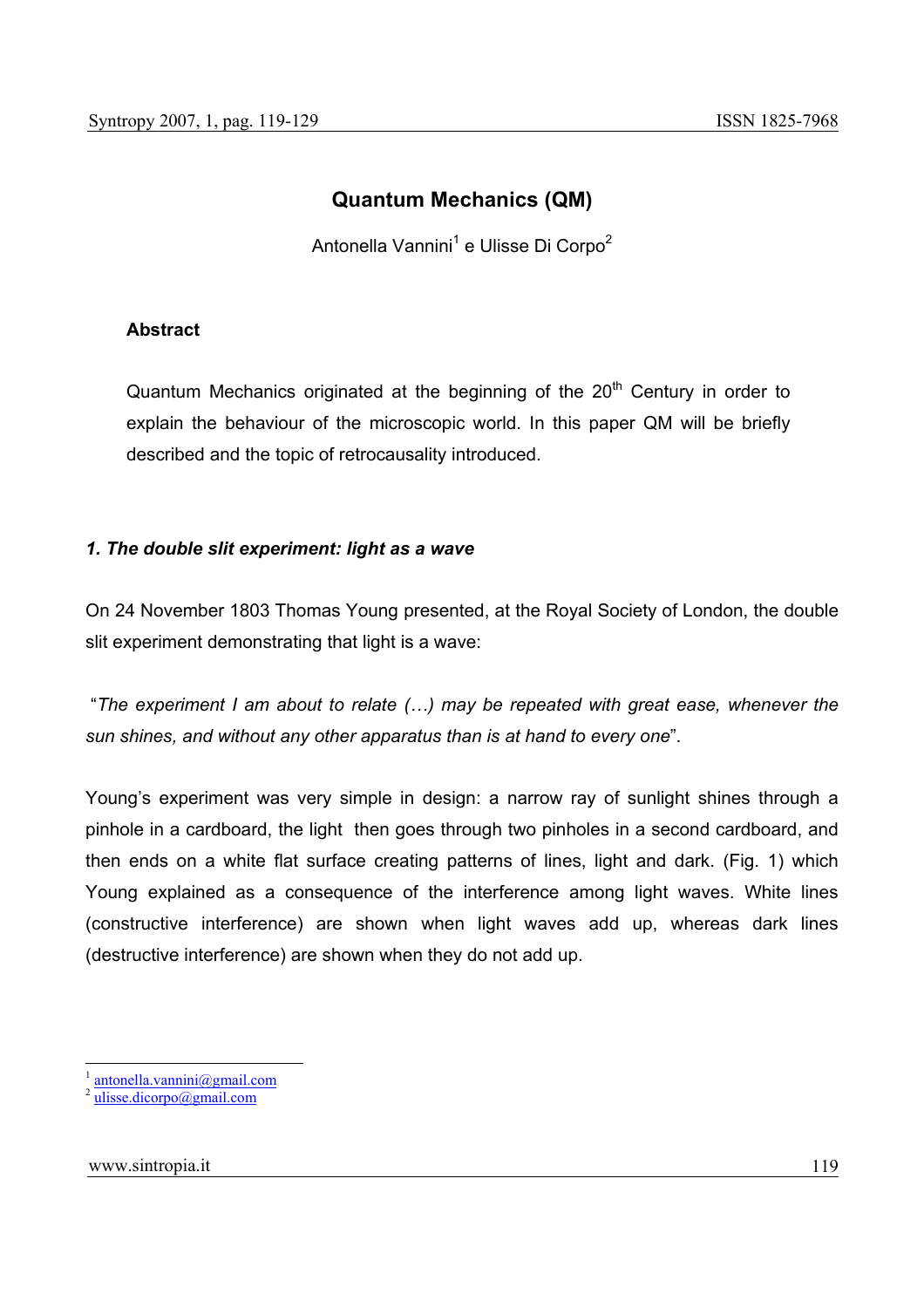# Quantum Mechanics (QM)

Antonella Vannini[1] e Ulisse Di Corpo[2]

**Abstract**

Quantum Mechanics originated at the beginning of the 20th Century in order to explain the behaviour of the microscopic world. In this paper QM will be briefly described and the topic of retrocausality introduced.

### *1. The double slit experiment: light as a wave*

On 24 November 1803 Thomas Young presented, at the Royal Society of London, the double slit experiment demonstrating that light is a wave:

"*The experiment I am about to relate (…) may be repeated with great ease, whenever the sun shines, and without any other apparatus than is at hand to every one*".

Young's experiment was very simple in design: a narrow ray of sunlight shines through a pinhole in a cardboard, the light then goes through two pinholes in a second cardboard, and then ends on a white flat surface creating patterns of lines, light and dark. (Fig. 1) which Young explained as a consequence of the interference among light waves. White lines (constructive interference) are shown when light waves add up, whereas dark lines (destructive interference) are shown when they do not add up.

[1] antonella.vannini@gmail.com
[2] ulisse.dicorpo@gmail.com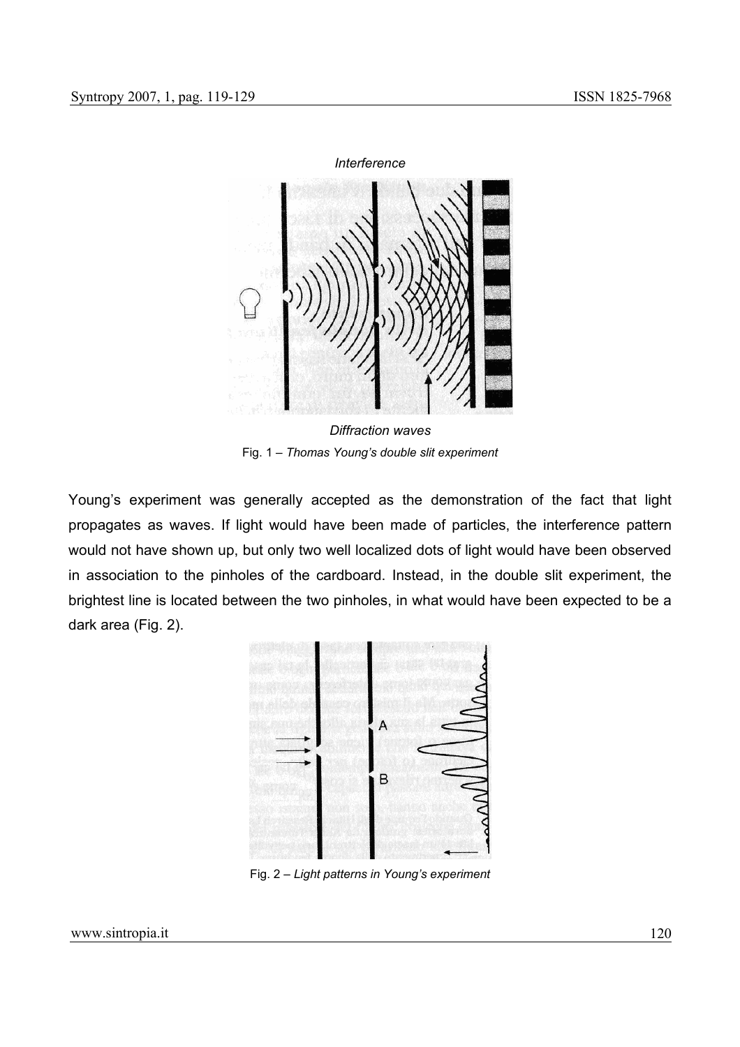Fig. 1 – *Thomas Young's double slit experiment*

Young's experiment was generally accepted as the demonstration of the fact that light propagates as waves. If light would have been made of particles, the interference pattern would not have shown up, but only two well localized dots of light would have been observed in association to the pinholes of the cardboard. Instead, in the double slit experiment, the brightest line is located between the two pinholes, in what would have been expected to be a dark area (Fig. 2).

Fig. 2 – *Light patterns in Young's experiment*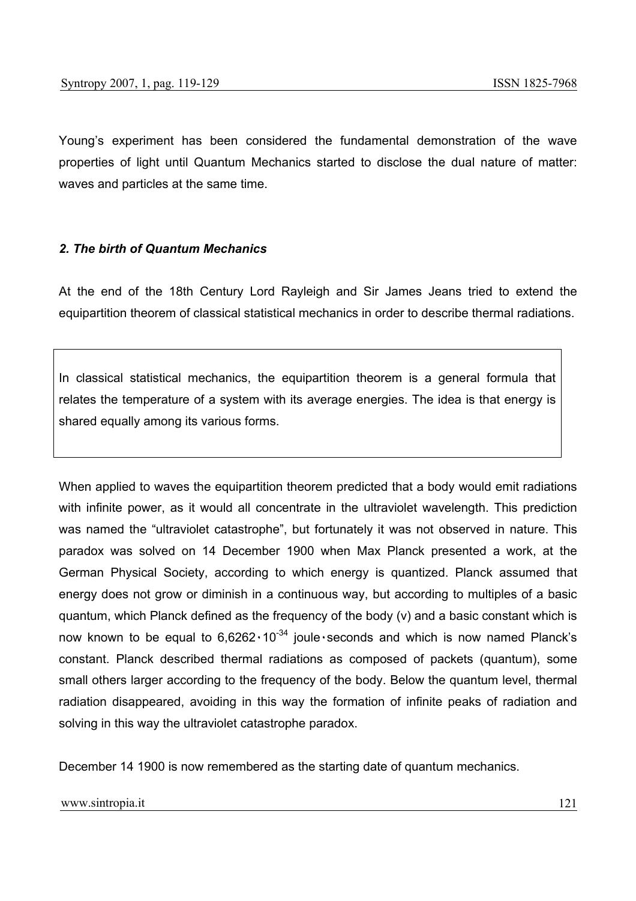Young's experiment has been considered the fundamental demonstration of the wave properties of light until Quantum Mechanics started to disclose the dual nature of matter: waves and particles at the same time.

### *2. The birth of Quantum Mechanics*

At the end of the 18th Century Lord Rayleigh and Sir James Jeans tried to extend the equipartition theorem of classical statistical mechanics in order to describe thermal radiations.

> In classical statistical mechanics, the equipartition theorem is a general formula that relates the temperature of a system with its average energies. The idea is that energy is shared equally among its various forms.

When applied to waves the equipartition theorem predicted that a body would emit radiations with infinite power, as it would all concentrate in the ultraviolet wavelength. This prediction was named the "ultraviolet catastrophe", but fortunately it was not observed in nature. This paradox was solved on 14 December 1900 when Max Planck presented a work, at the German Physical Society, according to which energy is quantized. Planck assumed that energy does not grow or diminish in a continuous way, but according to multiples of a basic quantum, which Planck defined as the frequency of the body (v) and a basic constant which is now known to be equal to $6{,}6262 \cdot 10^{-34}$ joule·seconds and which is now named Planck's constant. Planck described thermal radiations as composed of packets (quantum), some small others larger according to the frequency of the body. Below the quantum level, thermal radiation disappeared, avoiding in this way the formation of infinite peaks of radiation and solving in this way the ultraviolet catastrophe paradox.

December 14 1900 is now remembered as the starting date of quantum mechanics.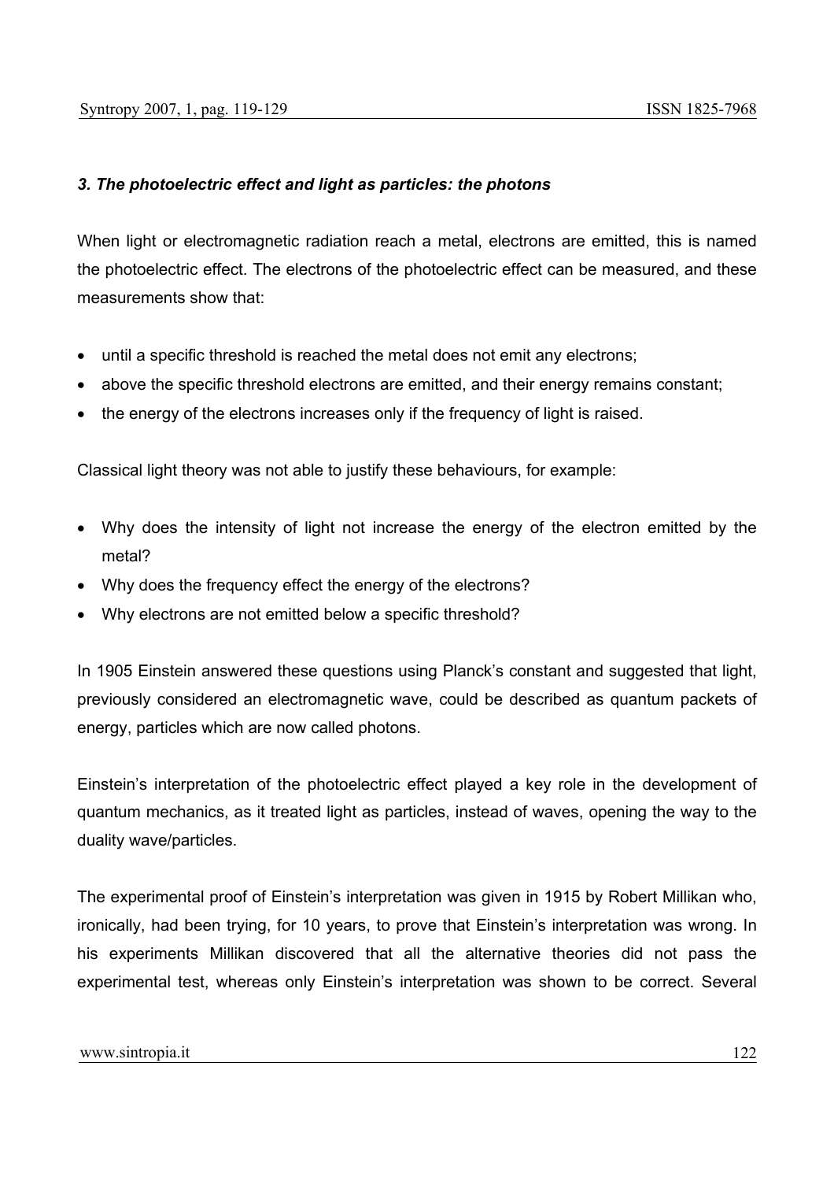### *3. The photoelectric effect and light as particles: the photons*

When light or electromagnetic radiation reach a metal, electrons are emitted, this is named the photoelectric effect. The electrons of the photoelectric effect can be measured, and these measurements show that:

- until a specific threshold is reached the metal does not emit any electrons;
- above the specific threshold electrons are emitted, and their energy remains constant;
- the energy of the electrons increases only if the frequency of light is raised.

Classical light theory was not able to justify these behaviours, for example:

- Why does the intensity of light not increase the energy of the electron emitted by the metal?
- Why does the frequency effect the energy of the electrons?
- Why electrons are not emitted below a specific threshold?

In 1905 Einstein answered these questions using Planck's constant and suggested that light, previously considered an electromagnetic wave, could be described as quantum packets of energy, particles which are now called photons.

Einstein's interpretation of the photoelectric effect played a key role in the development of quantum mechanics, as it treated light as particles, instead of waves, opening the way to the duality wave/particles.

The experimental proof of Einstein's interpretation was given in 1915 by Robert Millikan who, ironically, had been trying, for 10 years, to prove that Einstein's interpretation was wrong. In his experiments Millikan discovered that all the alternative theories did not pass the experimental test, whereas only Einstein's interpretation was shown to be correct. Several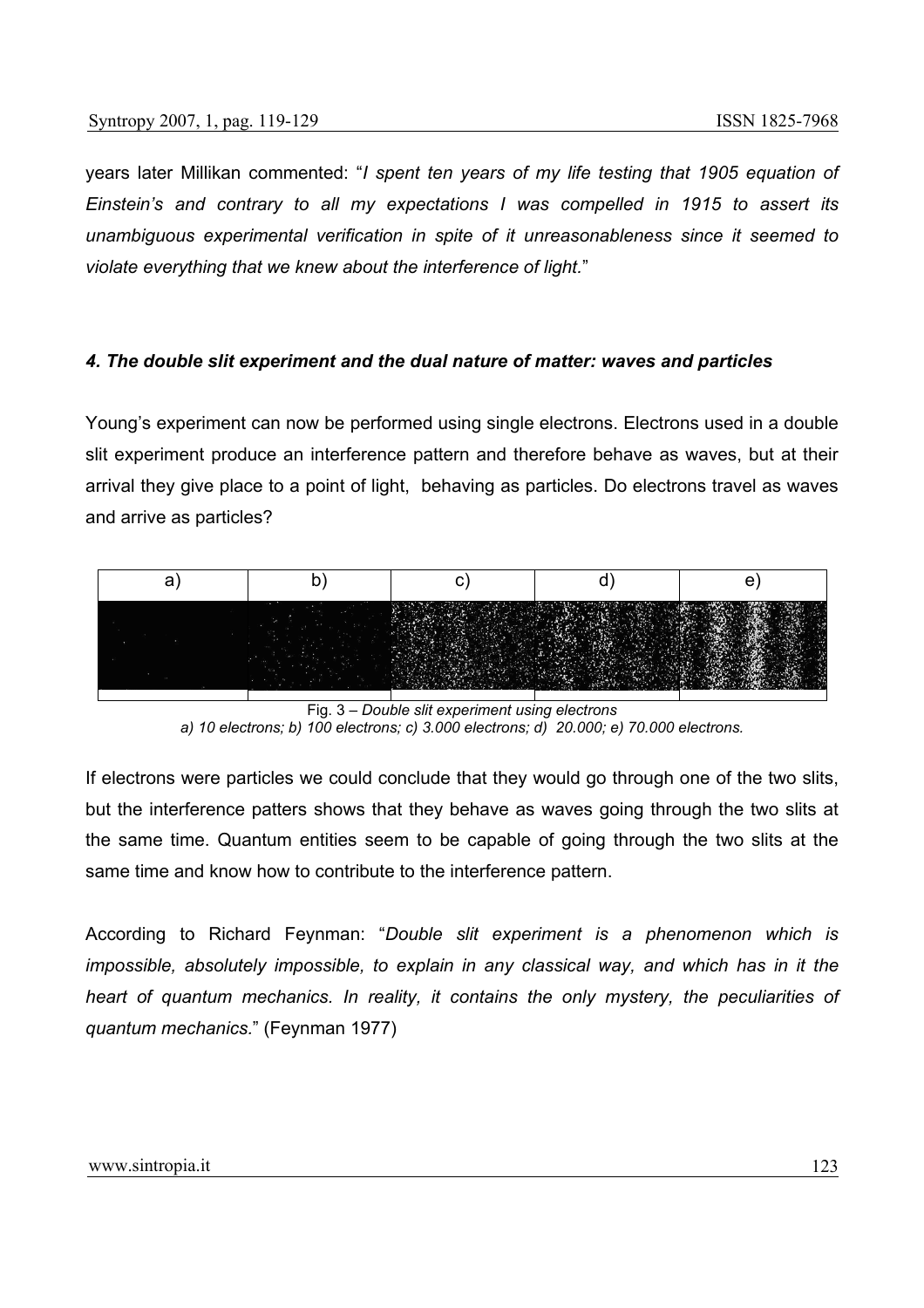years later Millikan commented: "*I spent ten years of my life testing that 1905 equation of Einstein's and contrary to all my expectations I was compelled in 1915 to assert its unambiguous experimental verification in spite of it unreasonableness since it seemed to violate everything that we knew about the interference of light.*"

### *4. The double slit experiment and the dual nature of matter: waves and particles*

Young's experiment can now be performed using single electrons. Electrons used in a double slit experiment produce an interference pattern and therefore behave as waves, but at their arrival they give place to a point of light, behaving as particles. Do electrons travel as waves and arrive as particles?

| a) | b) | c) | d) | e) |
|---|---|---|---|---|

Fig. 3 – *Double slit experiment using electrons*
*a) 10 electrons; b) 100 electrons; c) 3.000 electrons; d) 20.000; e) 70.000 electrons.*

If electrons were particles we could conclude that they would go through one of the two slits, but the interference patters shows that they behave as waves going through the two slits at the same time. Quantum entities seem to be capable of going through the two slits at the same time and know how to contribute to the interference pattern.

According to Richard Feynman: "*Double slit experiment is a phenomenon which is impossible, absolutely impossible, to explain in any classical way, and which has in it the heart of quantum mechanics. In reality, it contains the only mystery, the peculiarities of quantum mechanics.*" (Feynman 1977)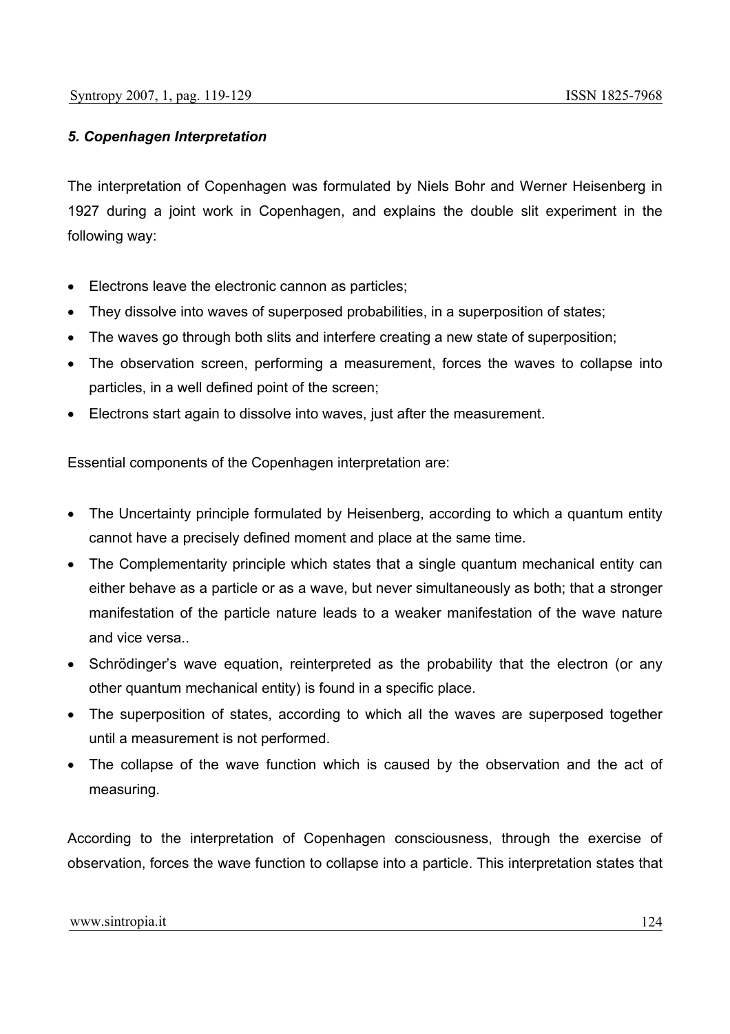### *5. Copenhagen Interpretation*

The interpretation of Copenhagen was formulated by Niels Bohr and Werner Heisenberg in 1927 during a joint work in Copenhagen, and explains the double slit experiment in the following way:

- Electrons leave the electronic cannon as particles;
- They dissolve into waves of superposed probabilities, in a superposition of states;
- The waves go through both slits and interfere creating a new state of superposition;
- The observation screen, performing a measurement, forces the waves to collapse into particles, in a well defined point of the screen;
- Electrons start again to dissolve into waves, just after the measurement.

Essential components of the Copenhagen interpretation are:

- The Uncertainty principle formulated by Heisenberg, according to which a quantum entity cannot have a precisely defined moment and place at the same time.
- The Complementarity principle which states that a single quantum mechanical entity can either behave as a particle or as a wave, but never simultaneously as both; that a stronger manifestation of the particle nature leads to a weaker manifestation of the wave nature and vice versa..
- Schrödinger's wave equation, reinterpreted as the probability that the electron (or any other quantum mechanical entity) is found in a specific place.
- The superposition of states, according to which all the waves are superposed together until a measurement is not performed.
- The collapse of the wave function which is caused by the observation and the act of measuring.

According to the interpretation of Copenhagen consciousness, through the exercise of observation, forces the wave function to collapse into a particle. This interpretation states that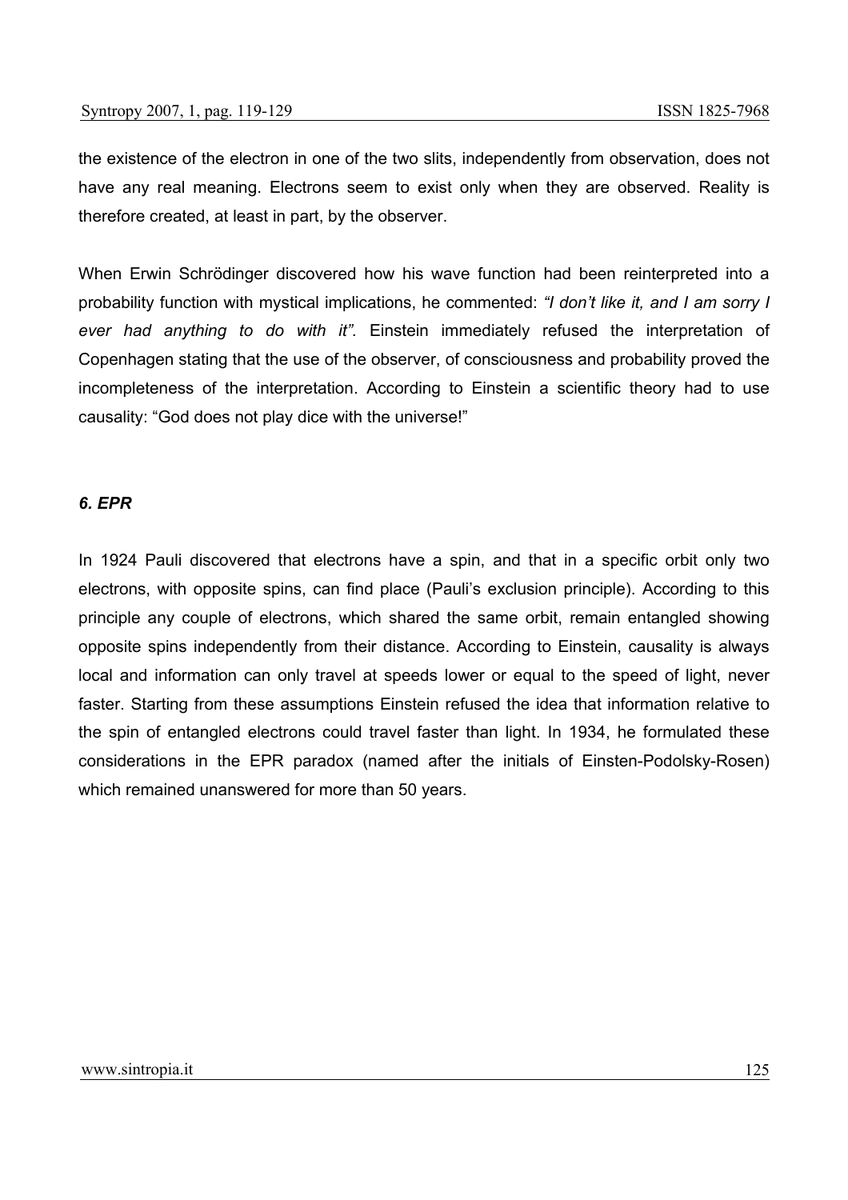the existence of the electron in one of the two slits, independently from observation, does not have any real meaning. Electrons seem to exist only when they are observed. Reality is therefore created, at least in part, by the observer.

When Erwin Schrödinger discovered how his wave function had been reinterpreted into a probability function with mystical implications, he commented: *"I don't like it, and I am sorry I ever had anything to do with it".* Einstein immediately refused the interpretation of Copenhagen stating that the use of the observer, of consciousness and probability proved the incompleteness of the interpretation. According to Einstein a scientific theory had to use causality: "God does not play dice with the universe!"

### *6. EPR*

In 1924 Pauli discovered that electrons have a spin, and that in a specific orbit only two electrons, with opposite spins, can find place (Pauli's exclusion principle). According to this principle any couple of electrons, which shared the same orbit, remain entangled showing opposite spins independently from their distance. According to Einstein, causality is always local and information can only travel at speeds lower or equal to the speed of light, never faster. Starting from these assumptions Einstein refused the idea that information relative to the spin of entangled electrons could travel faster than light. In 1934, he formulated these considerations in the EPR paradox (named after the initials of Einsten-Podolsky-Rosen) which remained unanswered for more than 50 years.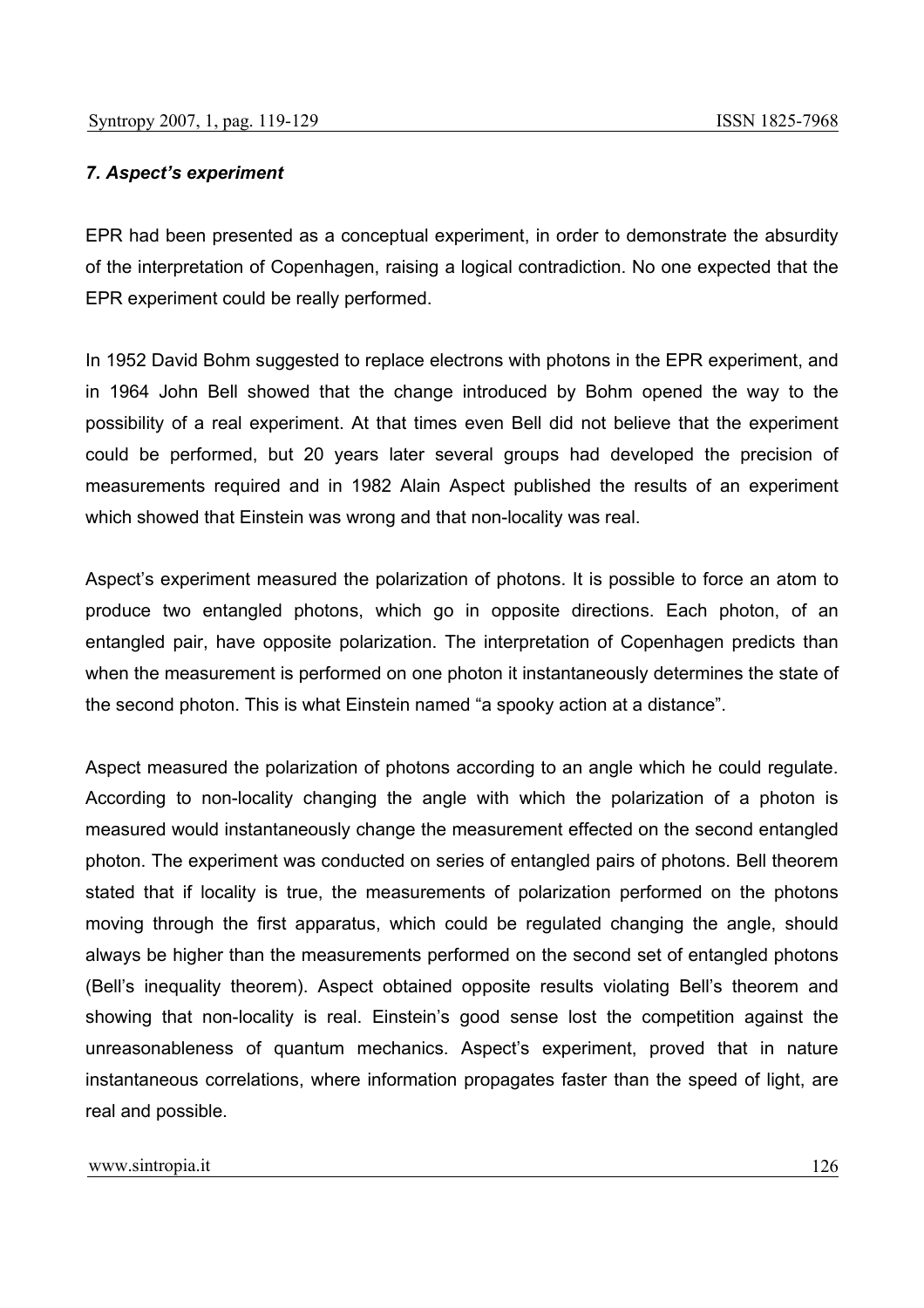### *7. Aspect's experiment*

EPR had been presented as a conceptual experiment, in order to demonstrate the absurdity of the interpretation of Copenhagen, raising a logical contradiction. No one expected that the EPR experiment could be really performed.

In 1952 David Bohm suggested to replace electrons with photons in the EPR experiment, and in 1964 John Bell showed that the change introduced by Bohm opened the way to the possibility of a real experiment. At that times even Bell did not believe that the experiment could be performed, but 20 years later several groups had developed the precision of measurements required and in 1982 Alain Aspect published the results of an experiment which showed that Einstein was wrong and that non-locality was real.

Aspect's experiment measured the polarization of photons. It is possible to force an atom to produce two entangled photons, which go in opposite directions. Each photon, of an entangled pair, have opposite polarization. The interpretation of Copenhagen predicts than when the measurement is performed on one photon it instantaneously determines the state of the second photon. This is what Einstein named "a spooky action at a distance".

Aspect measured the polarization of photons according to an angle which he could regulate. According to non-locality changing the angle with which the polarization of a photon is measured would instantaneously change the measurement effected on the second entangled photon. The experiment was conducted on series of entangled pairs of photons. Bell theorem stated that if locality is true, the measurements of polarization performed on the photons moving through the first apparatus, which could be regulated changing the angle, should always be higher than the measurements performed on the second set of entangled photons (Bell's inequality theorem). Aspect obtained opposite results violating Bell's theorem and showing that non-locality is real. Einstein's good sense lost the competition against the unreasonableness of quantum mechanics. Aspect's experiment, proved that in nature instantaneous correlations, where information propagates faster than the speed of light, are real and possible.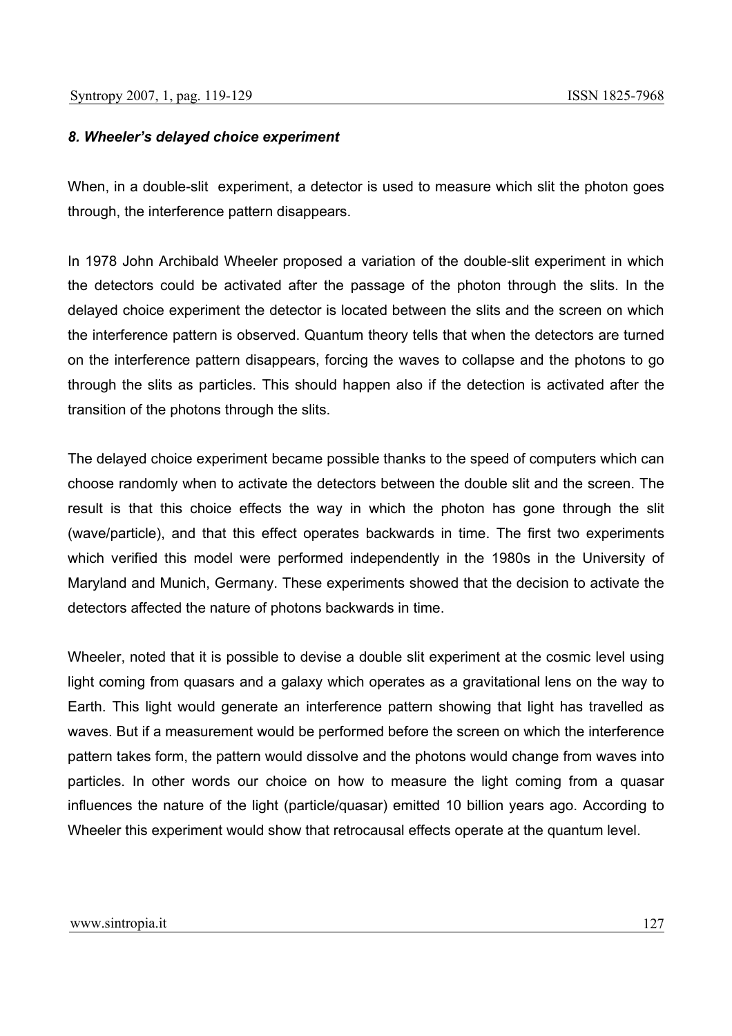### *8. Wheeler's delayed choice experiment*

When, in a double-slit  experiment, a detector is used to measure which slit the photon goes through, the interference pattern disappears.

In 1978 John Archibald Wheeler proposed a variation of the double-slit experiment in which the detectors could be activated after the passage of the photon through the slits. In the delayed choice experiment the detector is located between the slits and the screen on which the interference pattern is observed. Quantum theory tells that when the detectors are turned on the interference pattern disappears, forcing the waves to collapse and the photons to go through the slits as particles. This should happen also if the detection is activated after the transition of the photons through the slits.

The delayed choice experiment became possible thanks to the speed of computers which can choose randomly when to activate the detectors between the double slit and the screen. The result is that this choice effects the way in which the photon has gone through the slit (wave/particle), and that this effect operates backwards in time. The first two experiments which verified this model were performed independently in the 1980s in the University of Maryland and Munich, Germany. These experiments showed that the decision to activate the detectors affected the nature of photons backwards in time.

Wheeler, noted that it is possible to devise a double slit experiment at the cosmic level using light coming from quasars and a galaxy which operates as a gravitational lens on the way to Earth. This light would generate an interference pattern showing that light has travelled as waves. But if a measurement would be performed before the screen on which the interference pattern takes form, the pattern would dissolve and the photons would change from waves into particles. In other words our choice on how to measure the light coming from a quasar influences the nature of the light (particle/quasar) emitted 10 billion years ago. According to Wheeler this experiment would show that retrocausal effects operate at the quantum level.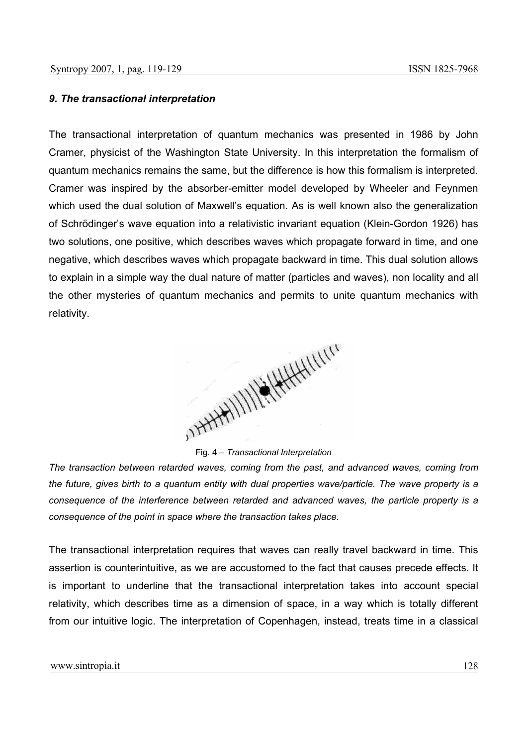### *9. The transactional interpretation*

The transactional interpretation of quantum mechanics was presented in 1986 by John Cramer, physicist of the Washington State University. In this interpretation the formalism of quantum mechanics remains the same, but the difference is how this formalism is interpreted. Cramer was inspired by the absorber-emitter model developed by Wheeler and Feynmen which used the dual solution of Maxwell's equation. As is well known also the generalization of Schrödinger's wave equation into a relativistic invariant equation (Klein-Gordon 1926) has two solutions, one positive, which describes waves which propagate forward in time, and one negative, which describes waves which propagate backward in time. This dual solution allows to explain in a simple way the dual nature of matter (particles and waves), non locality and all the other mysteries of quantum mechanics and permits to unite quantum mechanics with relativity.

Fig. 4 – *Transactional Interpretation*

*The transaction between retarded waves, coming from the past, and advanced waves, coming from the future, gives birth to a quantum entity with dual properties wave/particle. The wave property is a consequence of the interference between retarded and advanced waves, the particle property is a consequence of the point in space where the transaction takes place.*

The transactional interpretation requires that waves can really travel backward in time. This assertion is counterintuitive, as we are accustomed to the fact that causes precede effects. It is important to underline that the transactional interpretation takes into account special relativity, which describes time as a dimension of space, in a way which is totally different from our intuitive logic. The interpretation of Copenhagen, instead, treats time in a classical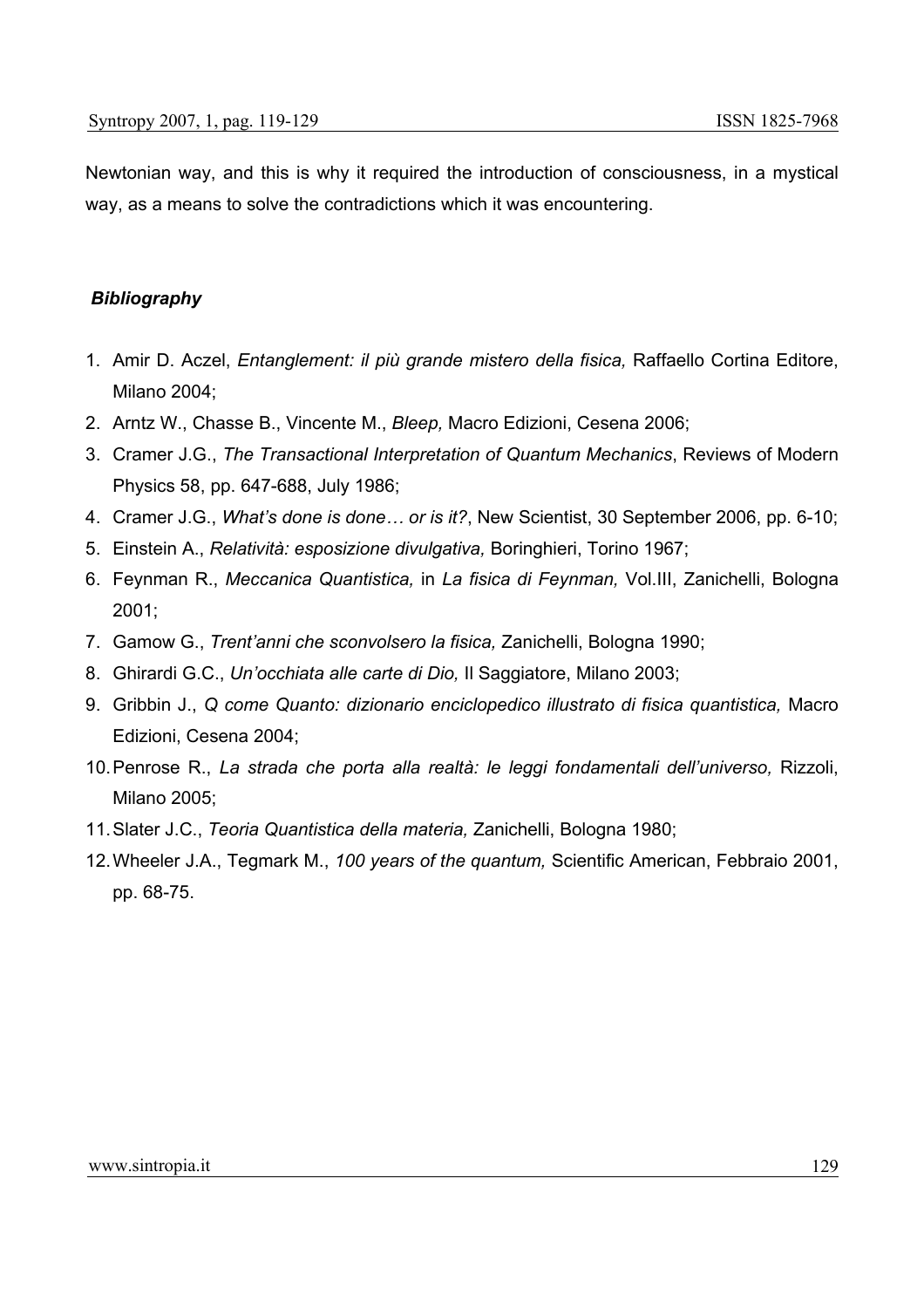Newtonian way, and this is why it required the introduction of consciousness, in a mystical way, as a means to solve the contradictions which it was encountering.

### *Bibliography*

1. Amir D. Aczel, *Entanglement: il più grande mistero della fisica,* Raffaello Cortina Editore, Milano 2004;
2. Arntz W., Chasse B., Vincente M., *Bleep,* Macro Edizioni, Cesena 2006;
3. Cramer J.G., *The Transactional Interpretation of Quantum Mechanics*, Reviews of Modern Physics 58, pp. 647-688, July 1986;
4. Cramer J.G., *What's done is done… or is it?*, New Scientist, 30 September 2006, pp. 6-10;
5. Einstein A., *Relatività: esposizione divulgativa,* Boringhieri, Torino 1967;
6. Feynman R., *Meccanica Quantistica,* in *La fisica di Feynman,* Vol.III, Zanichelli, Bologna 2001;
7. Gamow G., *Trent'anni che sconvolsero la fisica,* Zanichelli, Bologna 1990;
8. Ghirardi G.C., *Un'occhiata alle carte di Dio,* Il Saggiatore, Milano 2003;
9. Gribbin J., *Q come Quanto: dizionario enciclopedico illustrato di fisica quantistica,* Macro Edizioni, Cesena 2004;
10. Penrose R., *La strada che porta alla realtà: le leggi fondamentali dell'universo,* Rizzoli, Milano 2005;
11. Slater J.C., *Teoria Quantistica della materia,* Zanichelli, Bologna 1980;
12. Wheeler J.A., Tegmark M., *100 years of the quantum,* Scientific American, Febbraio 2001, pp. 68-75.